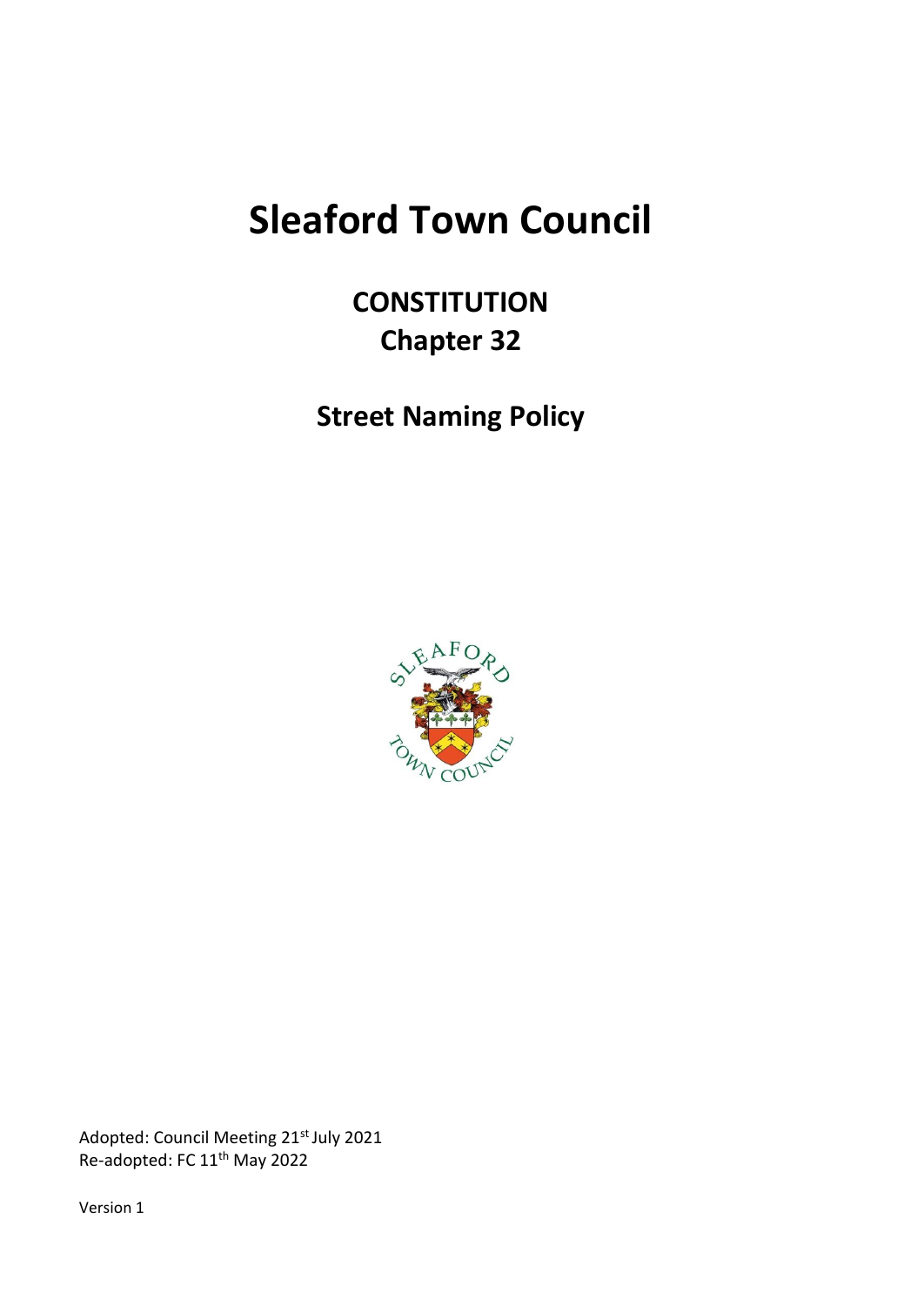# Sleaford Town Council

## CONSTITUTION
## Chapter 32

## Street Naming Policy

Adopted: Council Meeting 21st July 2021
Re-adopted: FC 11th May 2022

Version 1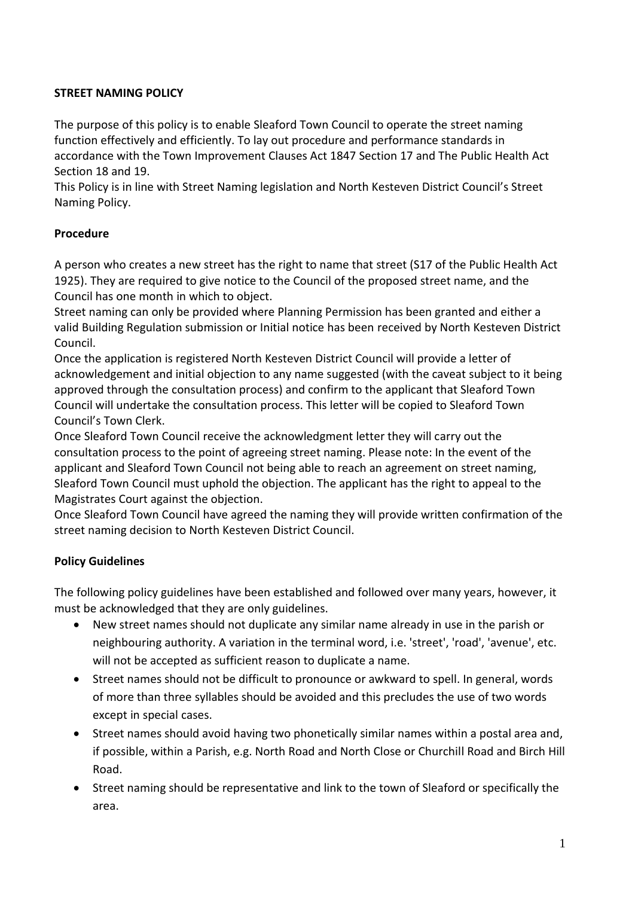**STREET NAMING POLICY**

The purpose of this policy is to enable Sleaford Town Council to operate the street naming function effectively and efficiently. To lay out procedure and performance standards in accordance with the Town Improvement Clauses Act 1847 Section 17 and The Public Health Act Section 18 and 19.
This Policy is in line with Street Naming legislation and North Kesteven District Council's Street Naming Policy.

**Procedure**

A person who creates a new street has the right to name that street (S17 of the Public Health Act 1925). They are required to give notice to the Council of the proposed street name, and the Council has one month in which to object.
Street naming can only be provided where Planning Permission has been granted and either a valid Building Regulation submission or Initial notice has been received by North Kesteven District Council.
Once the application is registered North Kesteven District Council will provide a letter of acknowledgement and initial objection to any name suggested (with the caveat subject to it being approved through the consultation process) and confirm to the applicant that Sleaford Town Council will undertake the consultation process. This letter will be copied to Sleaford Town Council's Town Clerk.
Once Sleaford Town Council receive the acknowledgment letter they will carry out the consultation process to the point of agreeing street naming. Please note: In the event of the applicant and Sleaford Town Council not being able to reach an agreement on street naming, Sleaford Town Council must uphold the objection. The applicant has the right to appeal to the Magistrates Court against the objection.
Once Sleaford Town Council have agreed the naming they will provide written confirmation of the street naming decision to North Kesteven District Council.

**Policy Guidelines**

The following policy guidelines have been established and followed over many years, however, it must be acknowledged that they are only guidelines.

- New street names should not duplicate any similar name already in use in the parish or neighbouring authority. A variation in the terminal word, i.e. 'street', 'road', 'avenue', etc. will not be accepted as sufficient reason to duplicate a name.
- Street names should not be difficult to pronounce or awkward to spell. In general, words of more than three syllables should be avoided and this precludes the use of two words except in special cases.
- Street names should avoid having two phonetically similar names within a postal area and, if possible, within a Parish, e.g. North Road and North Close or Churchill Road and Birch Hill Road.
- Street naming should be representative and link to the town of Sleaford or specifically the area.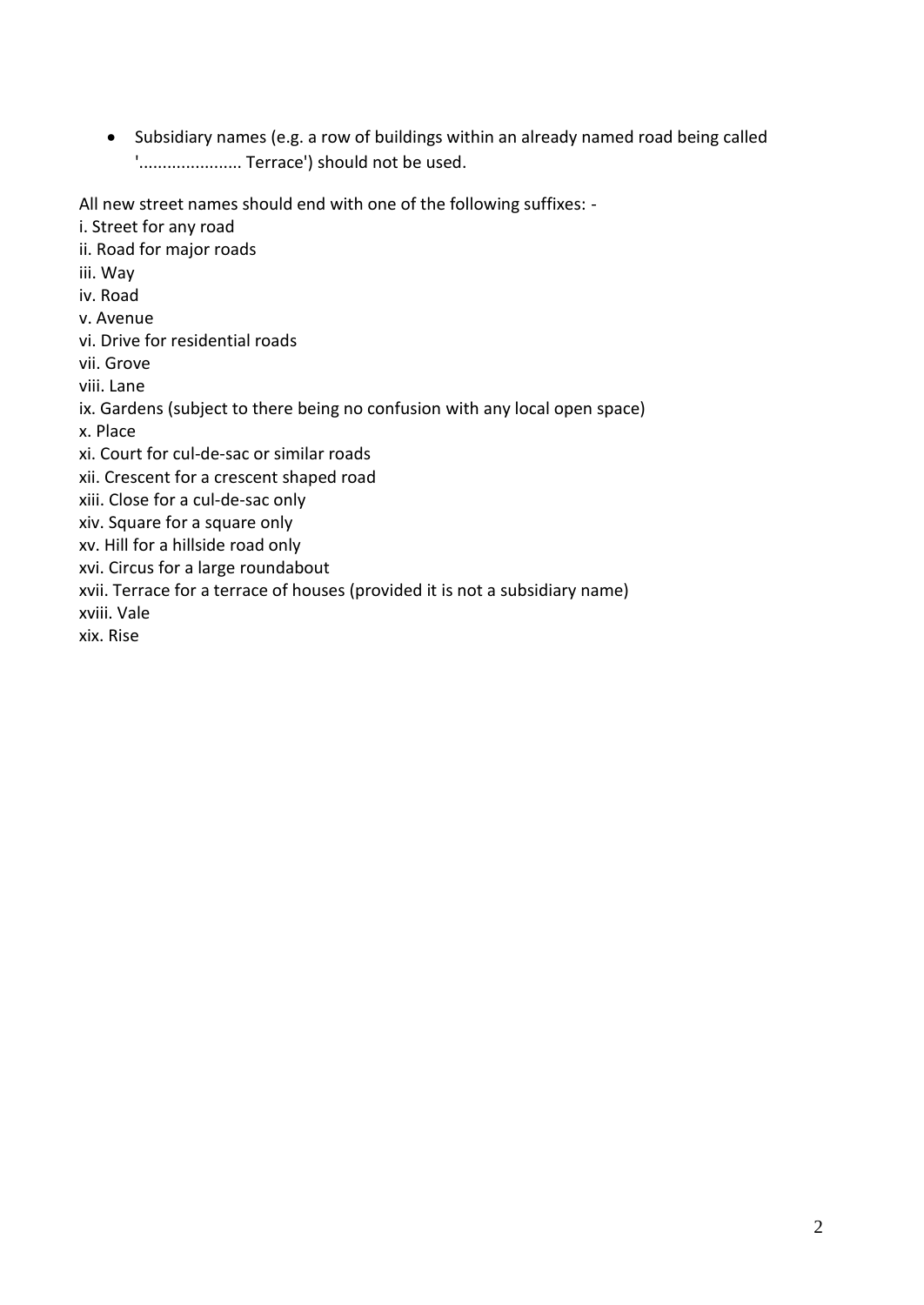- Subsidiary names (e.g. a row of buildings within an already named road being called '..................... Terrace') should not be used.

All new street names should end with one of the following suffixes: -

i. Street for any road
ii. Road for major roads
iii. Way
iv. Road
v. Avenue
vi. Drive for residential roads
vii. Grove
viii. Lane
ix. Gardens (subject to there being no confusion with any local open space)
x. Place
xi. Court for cul-de-sac or similar roads
xii. Crescent for a crescent shaped road
xiii. Close for a cul-de-sac only
xiv. Square for a square only
xv. Hill for a hillside road only
xvi. Circus for a large roundabout
xvii. Terrace for a terrace of houses (provided it is not a subsidiary name)
xviii. Vale
xix. Rise